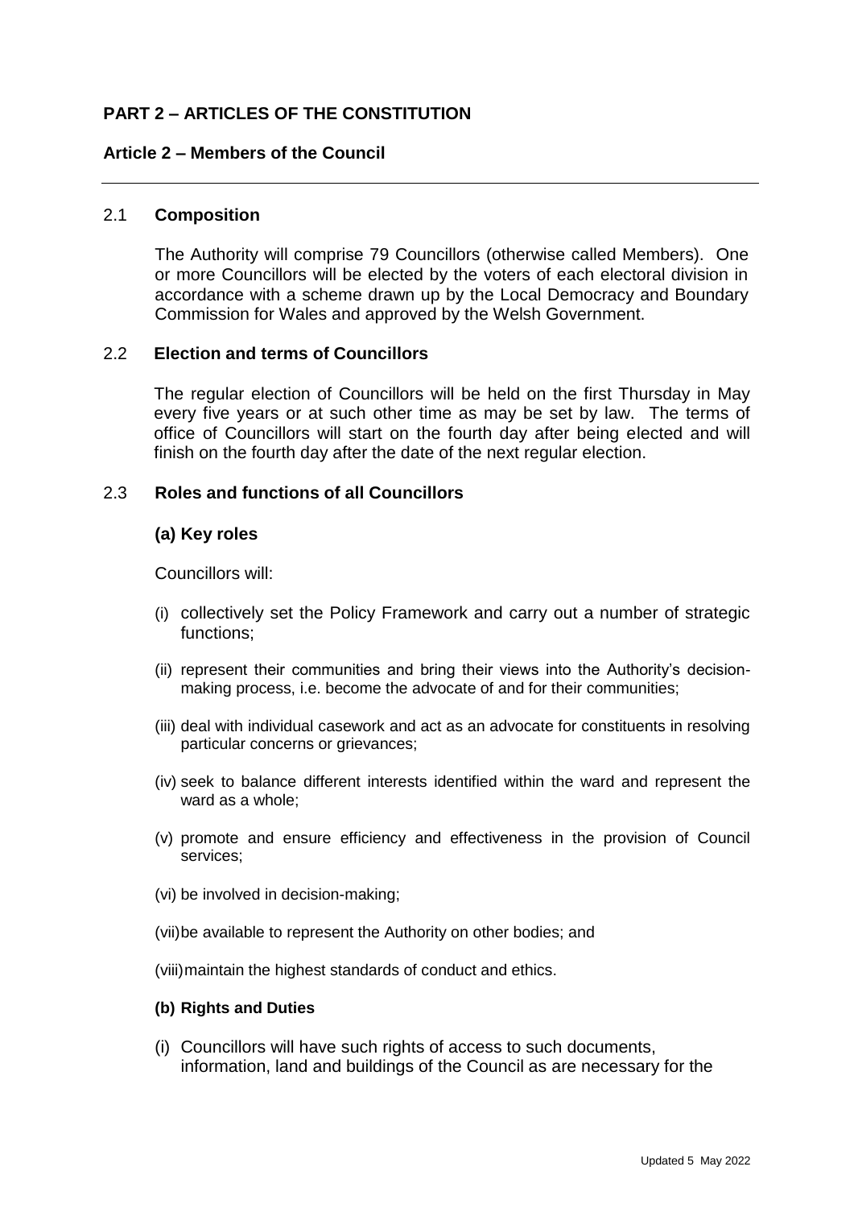# PART 2 – ARTICLES OF THE CONSTITUTION

## Article 2 – Members of the Council

### 2.1 Composition

The Authority will comprise 79 Councillors (otherwise called Members). One or more Councillors will be elected by the voters of each electoral division in accordance with a scheme drawn up by the Local Democracy and Boundary Commission for Wales and approved by the Welsh Government.

### 2.2 Election and terms of Councillors

The regular election of Councillors will be held on the first Thursday in May every five years or at such other time as may be set by law. The terms of office of Councillors will start on the fourth day after being elected and will finish on the fourth day after the date of the next regular election.

### 2.3 Roles and functions of all Councillors

**(a) Key roles**

Councillors will:

(i) collectively set the Policy Framework and carry out a number of strategic functions;

(ii) represent their communities and bring their views into the Authority's decision-making process, i.e. become the advocate of and for their communities;

(iii) deal with individual casework and act as an advocate for constituents in resolving particular concerns or grievances;

(iv) seek to balance different interests identified within the ward and represent the ward as a whole;

(v) promote and ensure efficiency and effectiveness in the provision of Council services;

(vi) be involved in decision-making;

(vii) be available to represent the Authority on other bodies; and

(viii) maintain the highest standards of conduct and ethics.

**(b) Rights and Duties**

(i) Councillors will have such rights of access to such documents, information, land and buildings of the Council as are necessary for the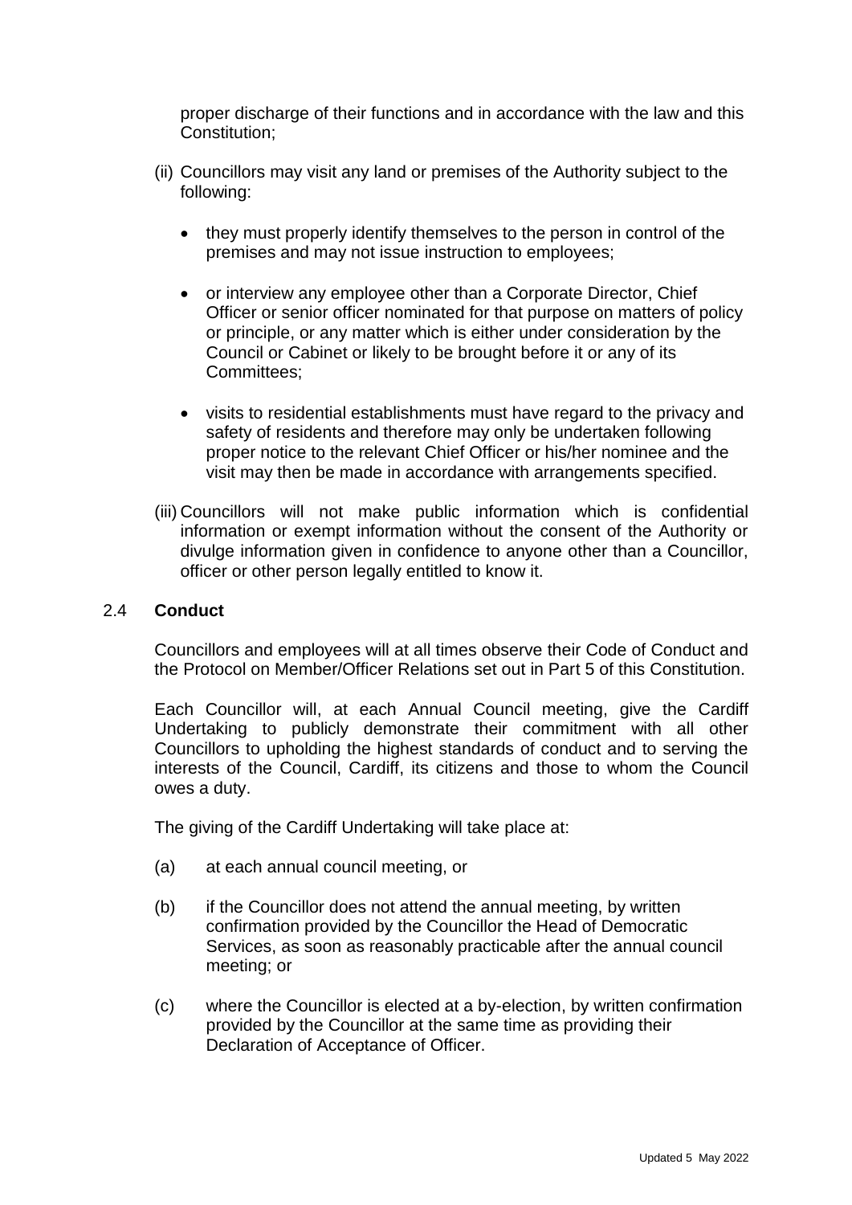proper discharge of their functions and in accordance with the law and this Constitution;

(ii) Councillors may visit any land or premises of the Authority subject to the following:

- they must properly identify themselves to the person in control of the premises and may not issue instruction to employees;
- or interview any employee other than a Corporate Director, Chief Officer or senior officer nominated for that purpose on matters of policy or principle, or any matter which is either under consideration by the Council or Cabinet or likely to be brought before it or any of its Committees;
- visits to residential establishments must have regard to the privacy and safety of residents and therefore may only be undertaken following proper notice to the relevant Chief Officer or his/her nominee and the visit may then be made in accordance with arrangements specified.

(iii) Councillors will not make public information which is confidential information or exempt information without the consent of the Authority or divulge information given in confidence to anyone other than a Councillor, officer or other person legally entitled to know it.

### 2.4 **Conduct**

Councillors and employees will at all times observe their Code of Conduct and the Protocol on Member/Officer Relations set out in Part 5 of this Constitution.

Each Councillor will, at each Annual Council meeting, give the Cardiff Undertaking to publicly demonstrate their commitment with all other Councillors to upholding the highest standards of conduct and to serving the interests of the Council, Cardiff, its citizens and those to whom the Council owes a duty.

The giving of the Cardiff Undertaking will take place at:

(a) at each annual council meeting, or

(b) if the Councillor does not attend the annual meeting, by written confirmation provided by the Councillor the Head of Democratic Services, as soon as reasonably practicable after the annual council meeting; or

(c) where the Councillor is elected at a by-election, by written confirmation provided by the Councillor at the same time as providing their Declaration of Acceptance of Officer.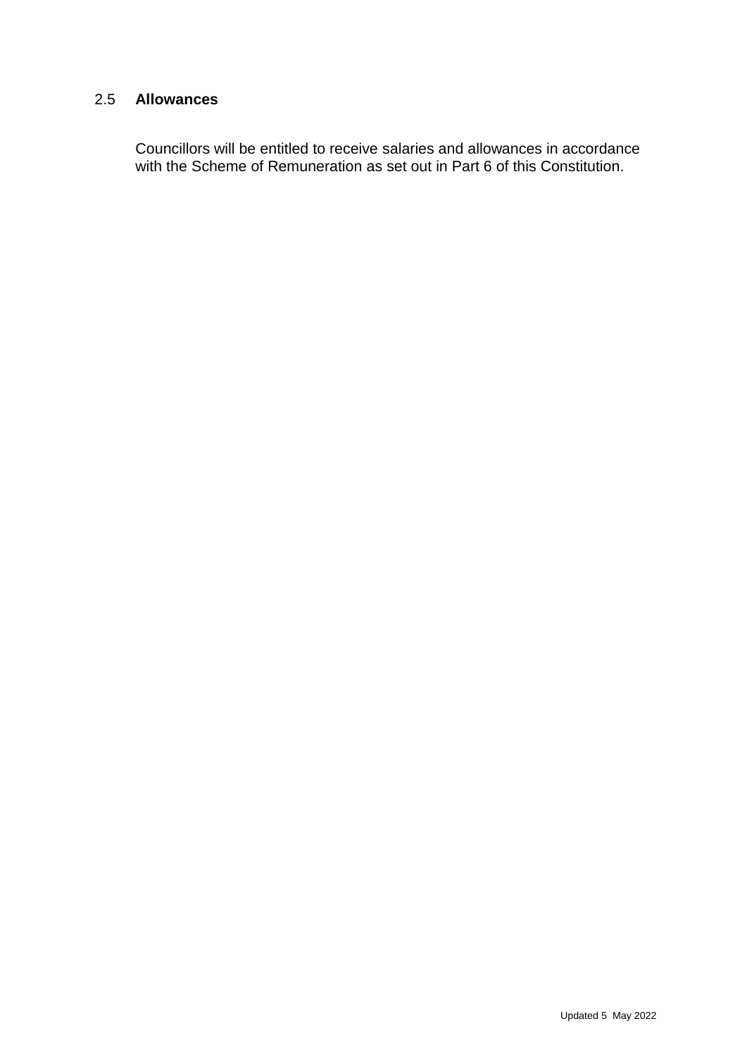### 2.5 Allowances

Councillors will be entitled to receive salaries and allowances in accordance with the Scheme of Remuneration as set out in Part 6 of this Constitution.